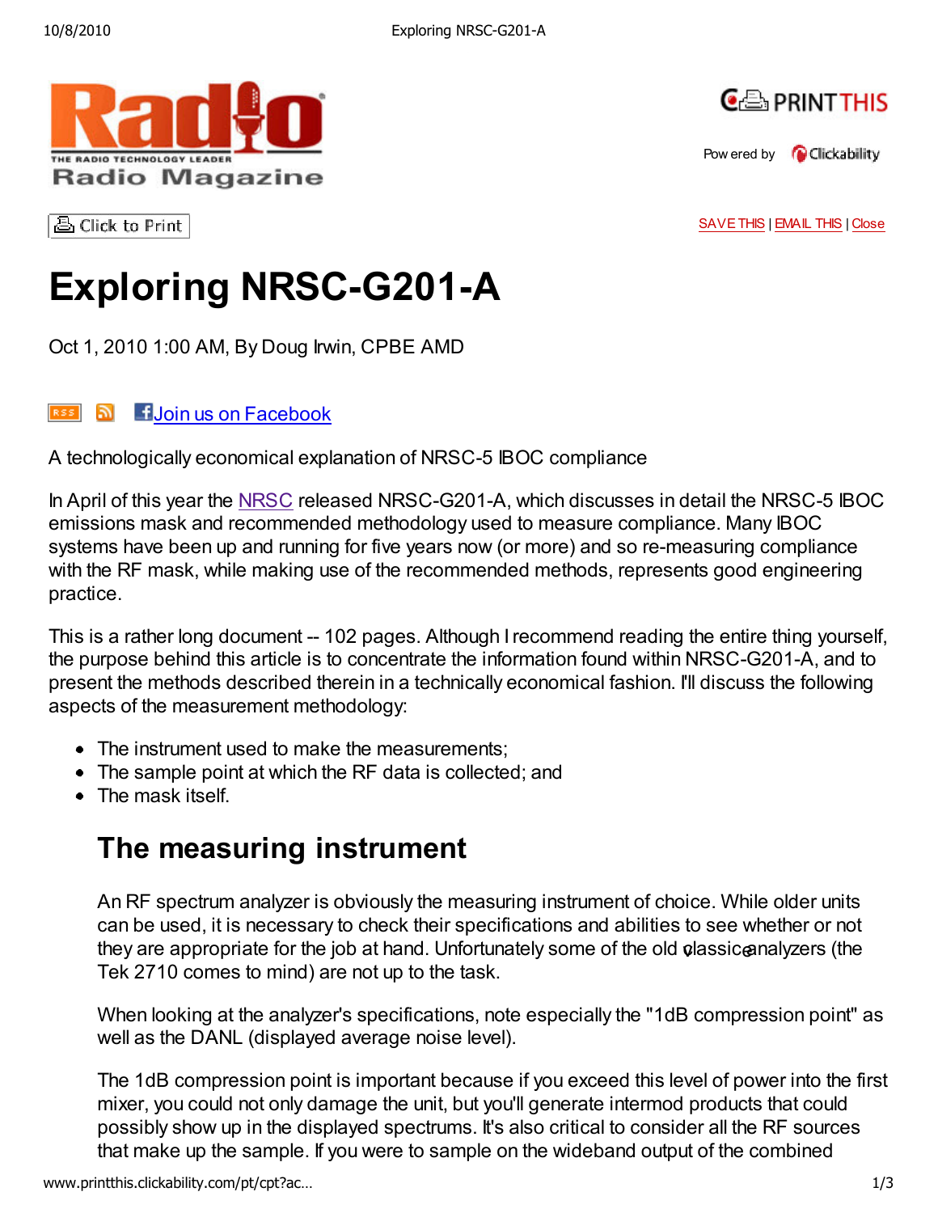# Exploring NRSC-G201-A

Oct 1, 2010 1:00 AM, By Doug Irwin, CPBE AMD

A technologically economical explanation of NRSC-5 IBOC compliance

In April of this year the NRSC released NRSC-G201-A, which discusses in detail the NRSC-5 IBOC emissions mask and recommended methodology used to measure compliance. Many IBOC systems have been up and running for five years now (or more) and so re-measuring compliance with the RF mask, while making use of the recommended methods, represents good engineering practice.

This is a rather long document -- 102 pages. Although I recommend reading the entire thing yourself, the purpose behind this article is to concentrate the information found within NRSC-G201-A, and to present the methods described therein in a technically economical fashion. I'll discuss the following aspects of the measurement methodology:

- The instrument used to make the measurements;
- The sample point at which the RF data is collected; and
- The mask itself.

## The measuring instrument

An RF spectrum analyzer is obviously the measuring instrument of choice. While older units can be used, it is necessary to check their specifications and abilities to see whether or not they are appropriate for the job at hand. Unfortunately some of the old classic analyzers (the Tek 2710 comes to mind) are not up to the task.

When looking at the analyzer's specifications, note especially the "1dB compression point" as well as the DANL (displayed average noise level).

The 1dB compression point is important because if you exceed this level of power into the first mixer, you could not only damage the unit, but you'll generate intermod products that could possibly show up in the displayed spectrums. It's also critical to consider all the RF sources that make up the sample. If you were to sample on the wideband output of the combined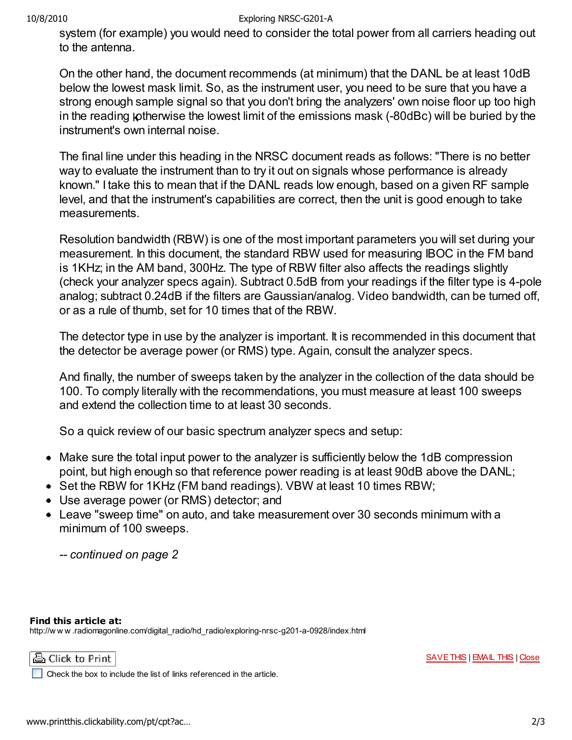system (for example) you would need to consider the total power from all carriers heading out to the antenna.

On the other hand, the document recommends (at minimum) that the DANL be at least 10dB below the lowest mask limit. So, as the instrument user, you need to be sure that you have a strong enough sample signal so that you don't bring the analyzers' own noise floor up too high in the reading ｋotherwise the lowest limit of the emissions mask (-80dBc) will be buried by the instrument's own internal noise.

The final line under this heading in the NRSC document reads as follows: "There is no better way to evaluate the instrument than to try it out on signals whose performance is already known." I take this to mean that if the DANL reads low enough, based on a given RF sample level, and that the instrument's capabilities are correct, then the unit is good enough to take measurements.

Resolution bandwidth (RBW) is one of the most important parameters you will set during your measurement. In this document, the standard RBW used for measuring IBOC in the FM band is 1KHz; in the AM band, 300Hz. The type of RBW filter also affects the readings slightly (check your analyzer specs again). Subtract 0.5dB from your readings if the filter type is 4-pole analog; subtract 0.24dB if the filters are Gaussian/analog. Video bandwidth, can be turned off, or as a rule of thumb, set for 10 times that of the RBW.

The detector type in use by the analyzer is important. It is recommended in this document that the detector be average power (or RMS) type. Again, consult the analyzer specs.

And finally, the number of sweeps taken by the analyzer in the collection of the data should be 100. To comply literally with the recommendations, you must measure at least 100 sweeps and extend the collection time to at least 30 seconds.

So a quick review of our basic spectrum analyzer specs and setup:

- Make sure the total input power to the analyzer is sufficiently below the 1dB compression point, but high enough so that reference power reading is at least 90dB above the DANL;
- Set the RBW for 1KHz (FM band readings). VBW at least 10 times RBW;
- Use average power (or RMS) detector; and
- Leave "sweep time" on auto, and take measurement over 30 seconds minimum with a minimum of 100 sweeps.

*-- continued on page 2*

**Find this article at:**
http://www.radiomagonline.com/digital_radio/hd_radio/exploring-nrsc-g201-a-0928/index.html

Click to Print

SAVE THIS | EMAIL THIS | Close

Check the box to include the list of links referenced in the article.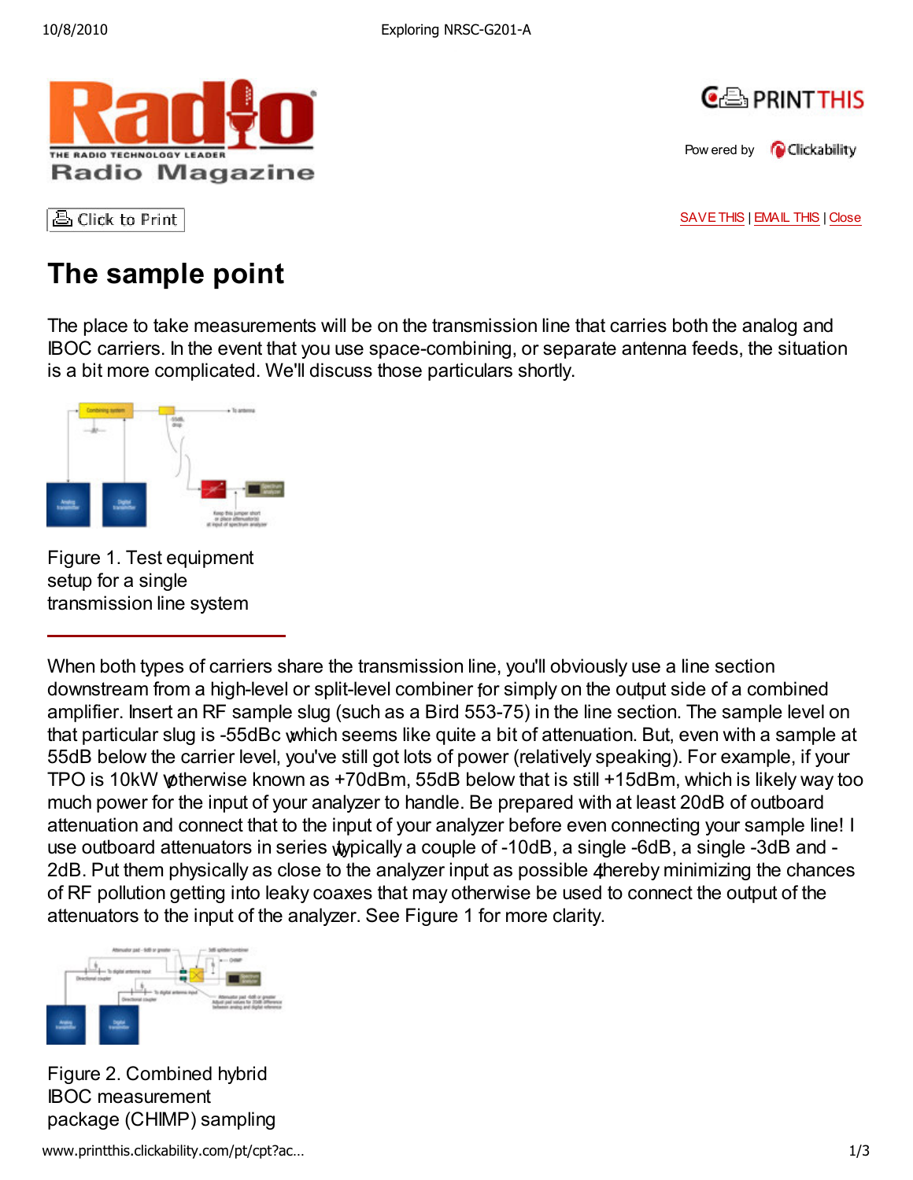# The sample point

The place to take measurements will be on the transmission line that carries both the analog and IBOC carriers. In the event that you use space-combining, or separate antenna feeds, the situation is a bit more complicated. We'll discuss those particulars shortly.

Figure 1. Test equipment setup for a single transmission line system

When both types of carriers share the transmission line, you'll obviously use a line section downstream from a high-level or split-level combiner for simply on the output side of a combined amplifier. Insert an RF sample slug (such as a Bird 553-75) in the line section. The sample level on that particular slug is -55dBc which seems like quite a bit of attenuation. But, even with a sample at 55dB below the carrier level, you've still got lots of power (relatively speaking). For example, if your TPO is 10kW otherwise known as +70dBm, 55dB below that is still +15dBm, which is likely way too much power for the input of your analyzer to handle. Be prepared with at least 20dB of outboard attenuation and connect that to the input of your analyzer before even connecting your sample line! I use outboard attenuators in series typically a couple of -10dB, a single -6dB, a single -3dB and -2dB. Put them physically as close to the analyzer input as possible thereby minimizing the chances of RF pollution getting into leaky coaxes that may otherwise be used to connect the output of the attenuators to the input of the analyzer. See Figure 1 for more clarity.

Figure 2. Combined hybrid IBOC measurement package (CHIMP) sampling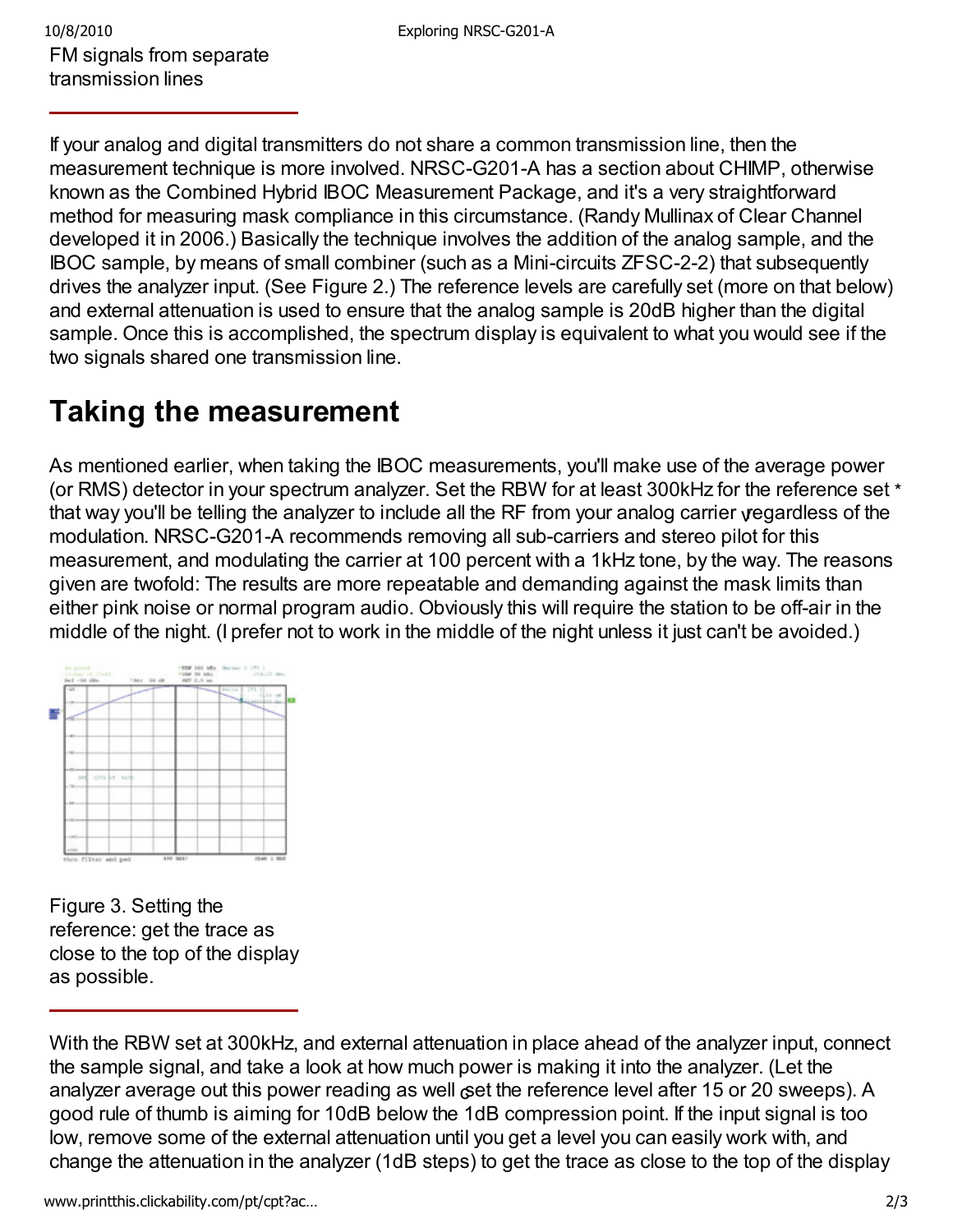FM signals from separate transmission lines

If your analog and digital transmitters do not share a common transmission line, then the measurement technique is more involved. NRSC-G201-A has a section about CHIMP, otherwise known as the Combined Hybrid IBOC Measurement Package, and it's a very straightforward method for measuring mask compliance in this circumstance. (Randy Mullinax of Clear Channel developed it in 2006.) Basically the technique involves the addition of the analog sample, and the IBOC sample, by means of small combiner (such as a Mini-circuits ZFSC-2-2) that subsequently drives the analyzer input. (See Figure 2.) The reference levels are carefully set (more on that below) and external attenuation is used to ensure that the analog sample is 20dB higher than the digital sample. Once this is accomplished, the spectrum display is equivalent to what you would see if the two signals shared one transmission line.

## Taking the measurement

As mentioned earlier, when taking the IBOC measurements, you'll make use of the average power (or RMS) detector in your spectrum analyzer. Set the RBW for at least 300kHz for the reference set *that way you'll be telling the analyzer to include all the RF from your analog carrier regardless of the modulation. NRSC-G201-A recommends removing all sub-carriers and stereo pilot for this measurement, and modulating the carrier at 100 percent with a 1kHz tone, by the way. The reasons given are twofold: The results are more repeatable and demanding against the mask limits than either pink noise or normal program audio. Obviously this will require the station to be off-air in the middle of the night. (I prefer not to work in the middle of the night unless it just can't be avoided.)

Figure 3. Setting the reference: get the trace as close to the top of the display as possible.

With the RBW set at 300kHz, and external attenuation in place ahead of the analyzer input, connect the sample signal, and take a look at how much power is making it into the analyzer. (Let the analyzer average out this power reading as well set the reference level after 15 or 20 sweeps). A good rule of thumb is aiming for 10dB below the 1dB compression point. If the input signal is too low, remove some of the external attenuation until you get a level you can easily work with, and change the attenuation in the analyzer (1dB steps) to get the trace as close to the top of the display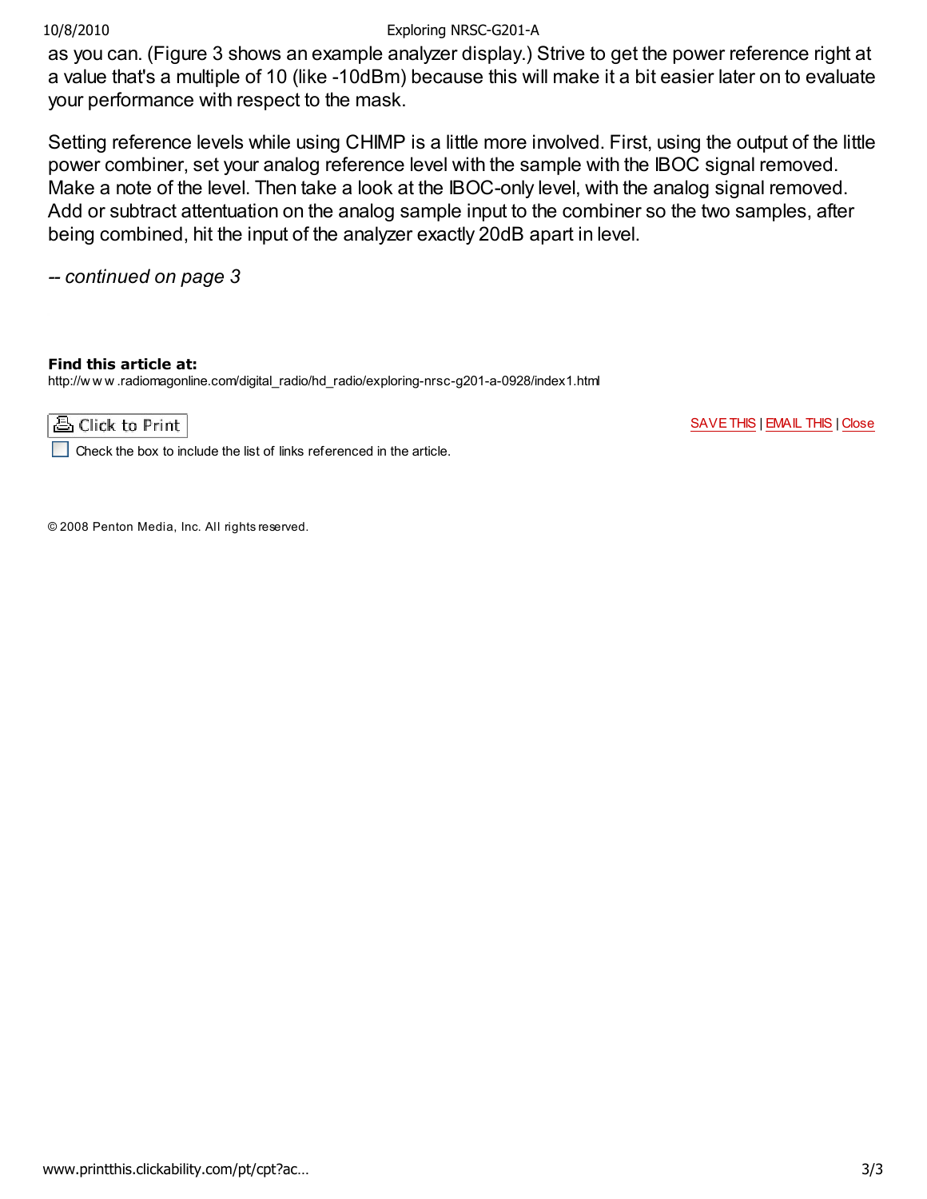as you can. (Figure 3 shows an example analyzer display.) Strive to get the power reference right at a value that's a multiple of 10 (like -10dBm) because this will make it a bit easier later on to evaluate your performance with respect to the mask.

Setting reference levels while using CHIMP is a little more involved. First, using the output of the little power combiner, set your analog reference level with the sample with the IBOC signal removed. Make a note of the level. Then take a look at the IBOC-only level, with the analog signal removed. Add or subtract attentuation on the analog sample input to the combiner so the two samples, after being combined, hit the input of the analyzer exactly 20dB apart in level.

*-- continued on page 3*

**Find this article at:**
http://w w w .radiomagonline.com/digital_radio/hd_radio/exploring-nrsc-g201-a-0928/index1.html

Click to Print

SAVE THIS | EMAIL THIS | Close

Check the box to include the list of links referenced in the article.

© 2008 Penton Media, Inc. All rights reserved.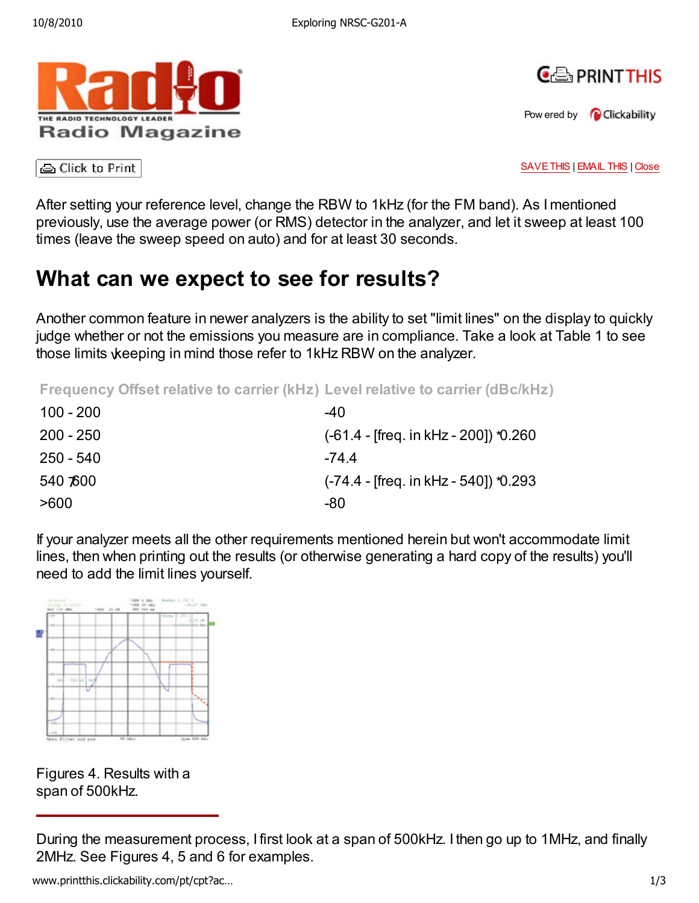After setting your reference level, change the RBW to 1kHz (for the FM band). As I mentioned previously, use the average power (or RMS) detector in the analyzer, and let it sweep at least 100 times (leave the sweep speed on auto) and for at least 30 seconds.

## What can we expect to see for results?

Another common feature in newer analyzers is the ability to set "limit lines" on the display to quickly judge whether or not the emissions you measure are in compliance. Take a look at Table 1 to see those limits \keeping in mind those refer to 1kHz RBW on the analyzer.

| Frequency Offset relative to carrier (kHz) | Level relative to carrier (dBc/kHz) |
|---|---|
| 100 - 200 | -40 |
| 200 - 250 | (-61.4 - [freq. in kHz - 200]) *0.260 |
| 250 - 540 | -74.4 |
| 540 ?600 | (-74.4 - [freq. in kHz - 540]) *0.293 |
| >600 | -80 |

If your analyzer meets all the other requirements mentioned herein but won't accommodate limit lines, then when printing out the results (or otherwise generating a hard copy of the results) you'll need to add the limit lines yourself.

Figures 4. Results with a span of 500kHz.

During the measurement process, I first look at a span of 500kHz. I then go up to 1MHz, and finally 2MHz. See Figures 4, 5 and 6 for examples.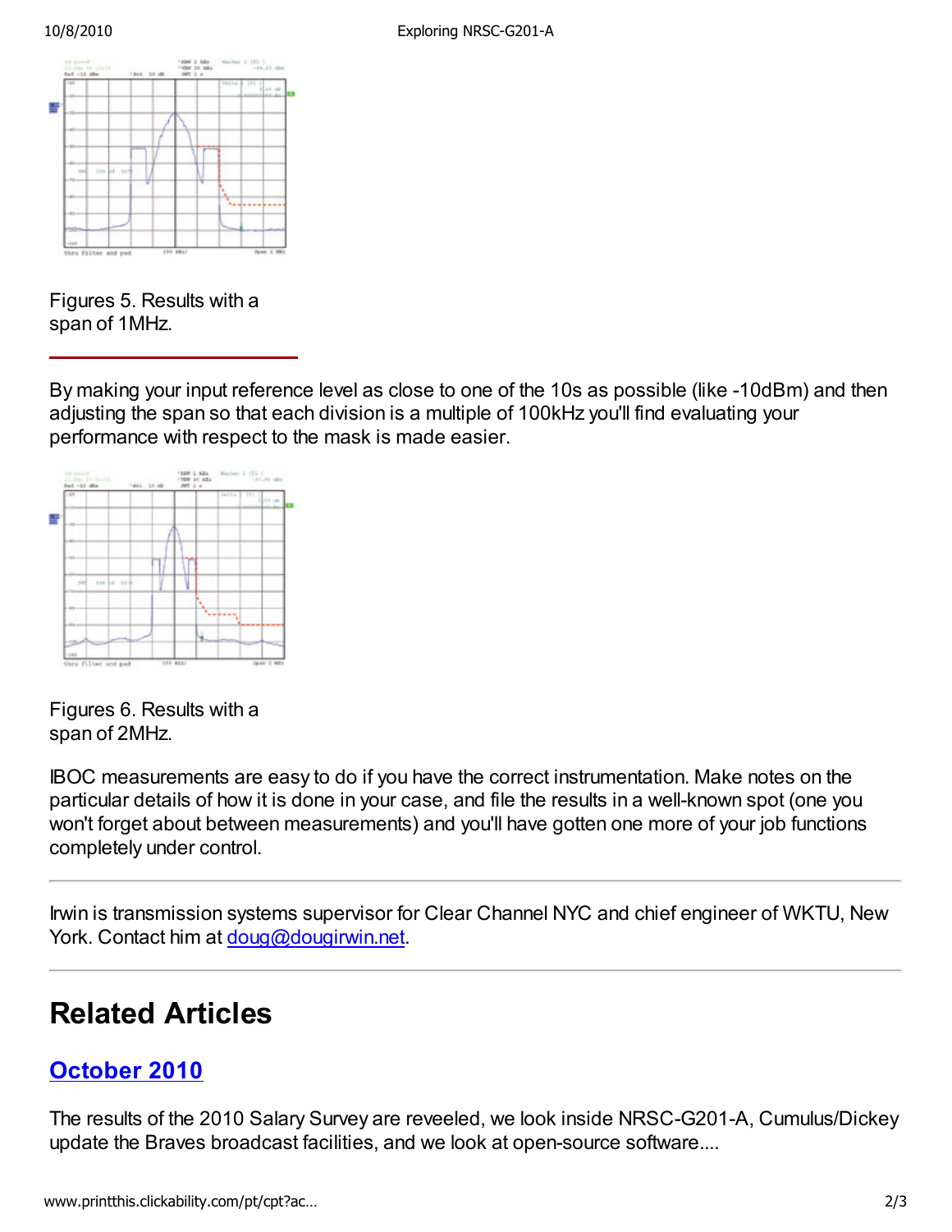Figures 5. Results with a span of 1MHz.

By making your input reference level as close to one of the 10s as possible (like -10dBm) and then adjusting the span so that each division is a multiple of 100kHz you'll find evaluating your performance with respect to the mask is made easier.

Figures 6. Results with a span of 2MHz.

IBOC measurements are easy to do if you have the correct instrumentation. Make notes on the particular details of how it is done in your case, and file the results in a well-known spot (one you won't forget about between measurements) and you'll have gotten one more of your job functions completely under control.

---

Irwin is transmission systems supervisor for Clear Channel NYC and chief engineer of WKTU, New York. Contact him at doug@dougirwin.net.

---

## Related Articles

### October 2010

The results of the 2010 Salary Survey are reveeled, we look inside NRSC-G201-A, Cumulus/Dickey update the Braves broadcast facilities, and we look at open-source software....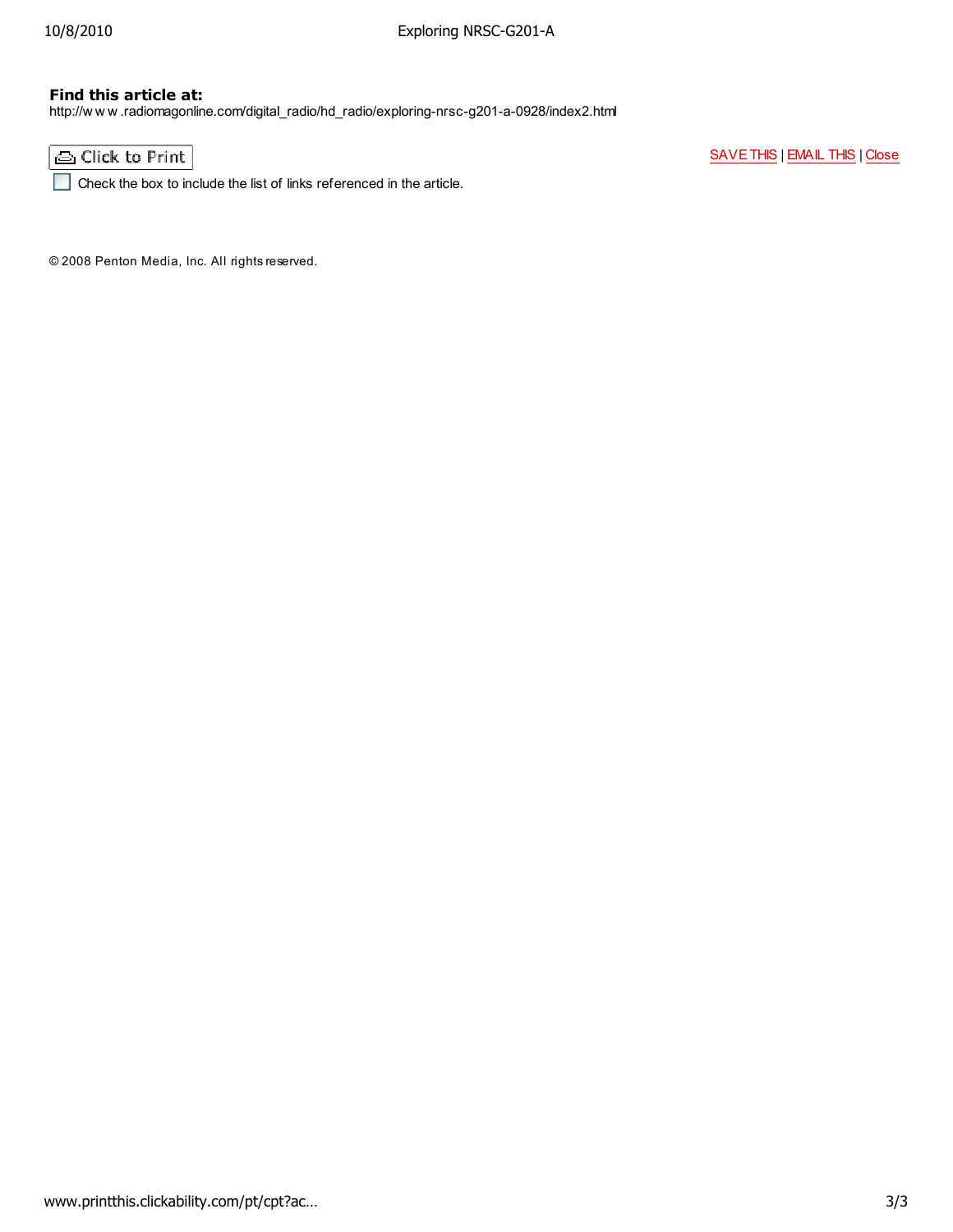**Find this article at:**
http://www.radiomagonline.com/digital_radio/hd_radio/exploring-nrsc-g201-a-0928/index2.html

Click to Print

SAVE THIS | EMAIL THIS | Close

Check the box to include the list of links referenced in the article.

© 2008 Penton Media, Inc. All rights reserved.